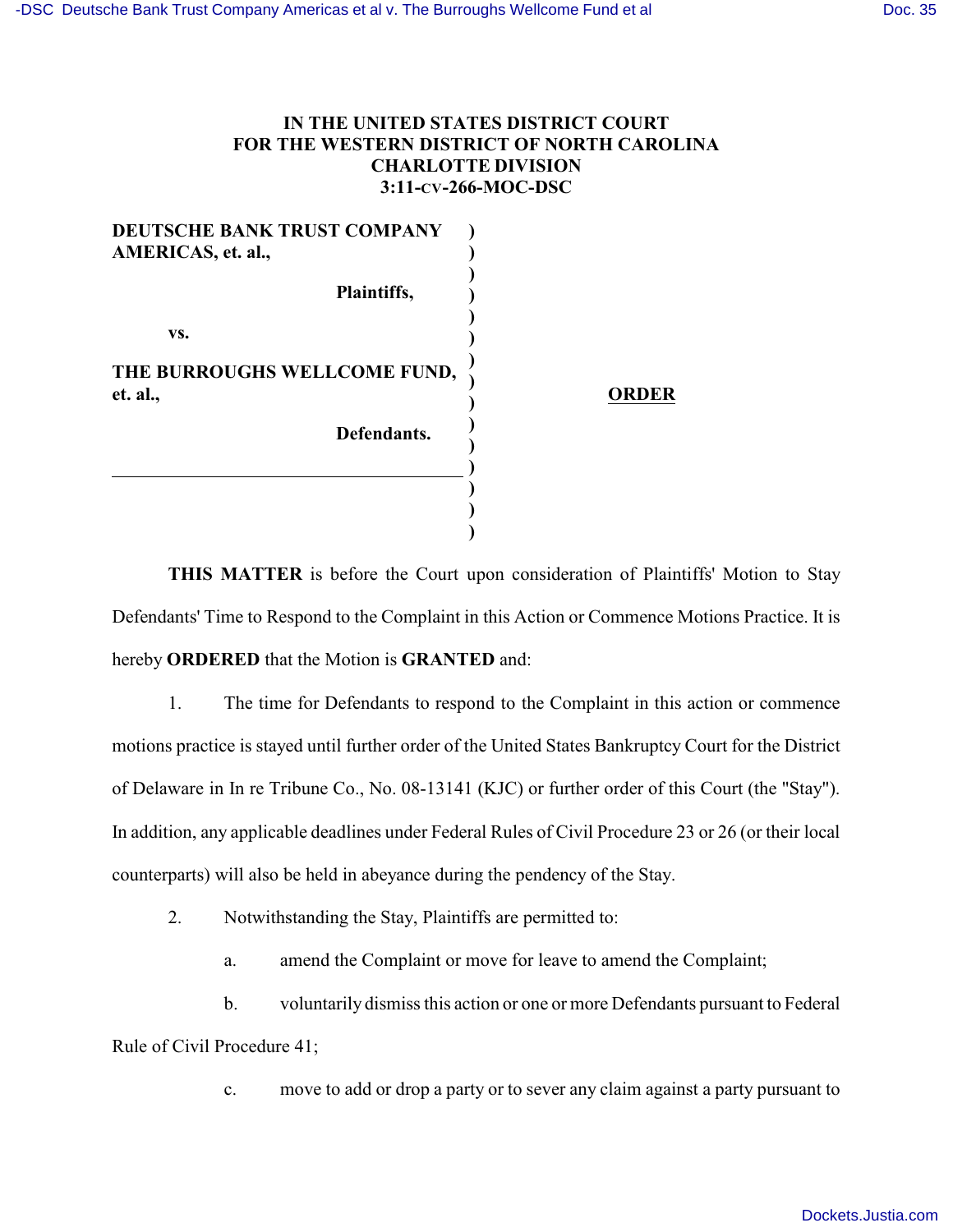**IN THE UNITED STATES DISTRICT COURT**
**FOR THE WESTERN DISTRICT OF NORTH CAROLINA**
**CHARLOTTE DIVISION**
**3:11-CV-266-MOC-DSC**

**DEUTSCHE BANK TRUST COMPANY AMERICAS, et. al.,**

**Plaintiffs,**

**vs.**

**THE BURROUGHS WELLCOME FUND, et. al.,**

**Defendants.**

**ORDER**

**THIS MATTER** is before the Court upon consideration of Plaintiffs' Motion to Stay Defendants' Time to Respond to the Complaint in this Action or Commence Motions Practice. It is hereby **ORDERED** that the Motion is **GRANTED** and:

1. The time for Defendants to respond to the Complaint in this action or commence motions practice is stayed until further order of the United States Bankruptcy Court for the District of Delaware in In re Tribune Co., No. 08-13141 (KJC) or further order of this Court (the "Stay"). In addition, any applicable deadlines under Federal Rules of Civil Procedure 23 or 26 (or their local counterparts) will also be held in abeyance during the pendency of the Stay.

2. Notwithstanding the Stay, Plaintiffs are permitted to:

   a. amend the Complaint or move for leave to amend the Complaint;

   b. voluntarily dismiss this action or one or more Defendants pursuant to Federal Rule of Civil Procedure 41;

   c. move to add or drop a party or to sever any claim against a party pursuant to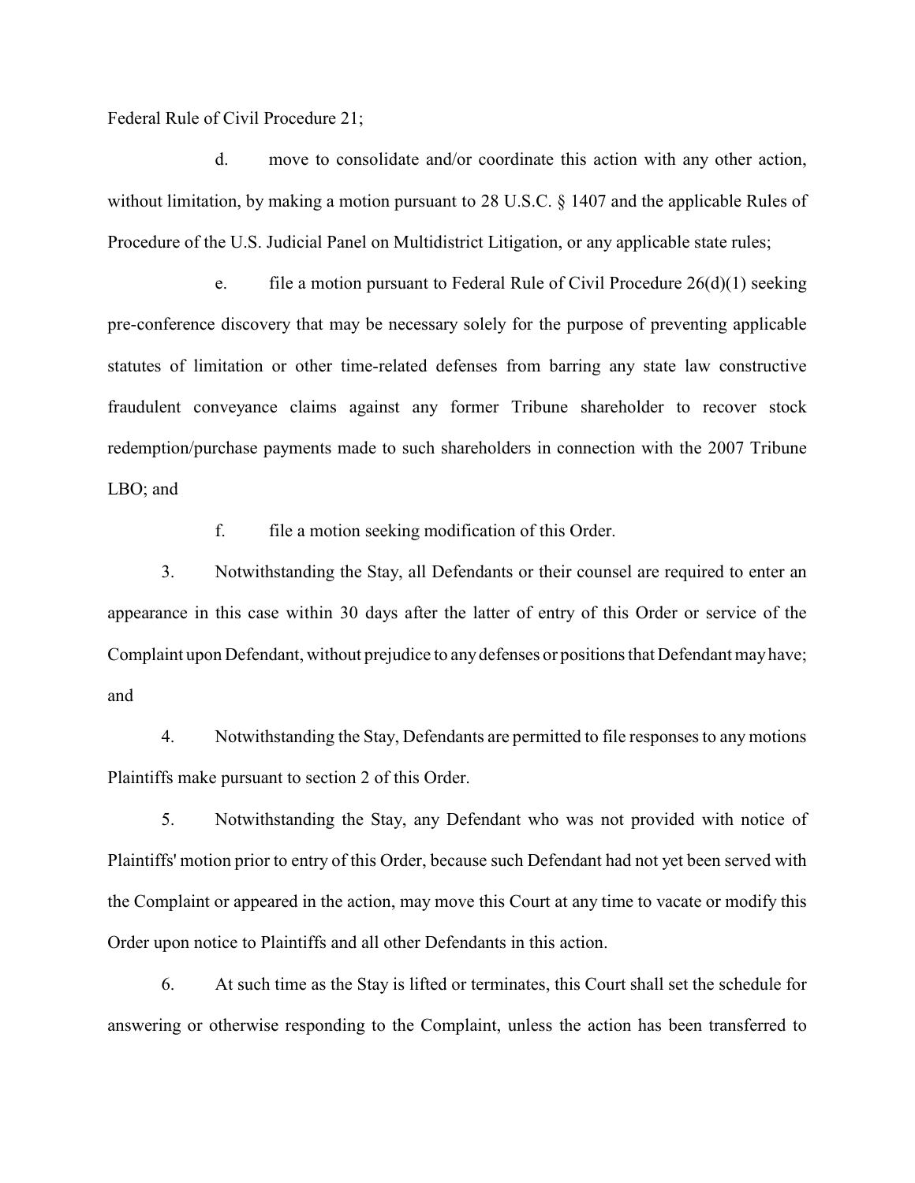Federal Rule of Civil Procedure 21;

d. move to consolidate and/or coordinate this action with any other action, without limitation, by making a motion pursuant to 28 U.S.C. § 1407 and the applicable Rules of Procedure of the U.S. Judicial Panel on Multidistrict Litigation, or any applicable state rules;

e. file a motion pursuant to Federal Rule of Civil Procedure 26(d)(1) seeking pre-conference discovery that may be necessary solely for the purpose of preventing applicable statutes of limitation or other time-related defenses from barring any state law constructive fraudulent conveyance claims against any former Tribune shareholder to recover stock redemption/purchase payments made to such shareholders in connection with the 2007 Tribune LBO; and

f. file a motion seeking modification of this Order.

3. Notwithstanding the Stay, all Defendants or their counsel are required to enter an appearance in this case within 30 days after the latter of entry of this Order or service of the Complaint upon Defendant, without prejudice to any defenses or positions that Defendant may have; and

4. Notwithstanding the Stay, Defendants are permitted to file responses to any motions Plaintiffs make pursuant to section 2 of this Order.

5. Notwithstanding the Stay, any Defendant who was not provided with notice of Plaintiffs' motion prior to entry of this Order, because such Defendant had not yet been served with the Complaint or appeared in the action, may move this Court at any time to vacate or modify this Order upon notice to Plaintiffs and all other Defendants in this action.

6. At such time as the Stay is lifted or terminates, this Court shall set the schedule for answering or otherwise responding to the Complaint, unless the action has been transferred to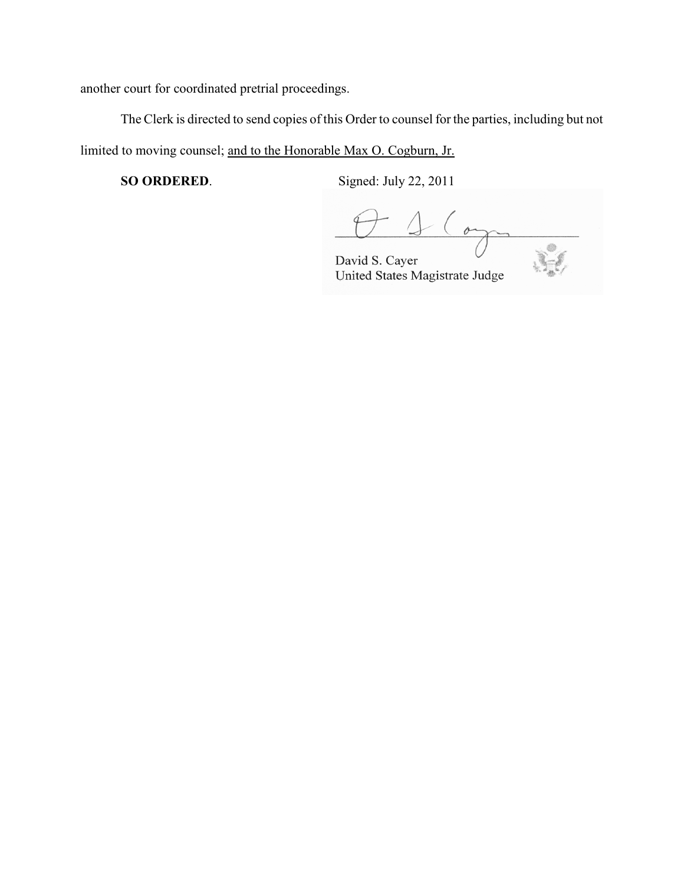another court for coordinated pretrial proceedings.

The Clerk is directed to send copies of this Order to counsel for the parties, including but not limited to moving counsel; <u>and to the Honorable Max O. Cogburn, Jr.</u>

**SO ORDERED**. Signed: July 22, 2011

David S. Cayer
United States Magistrate Judge